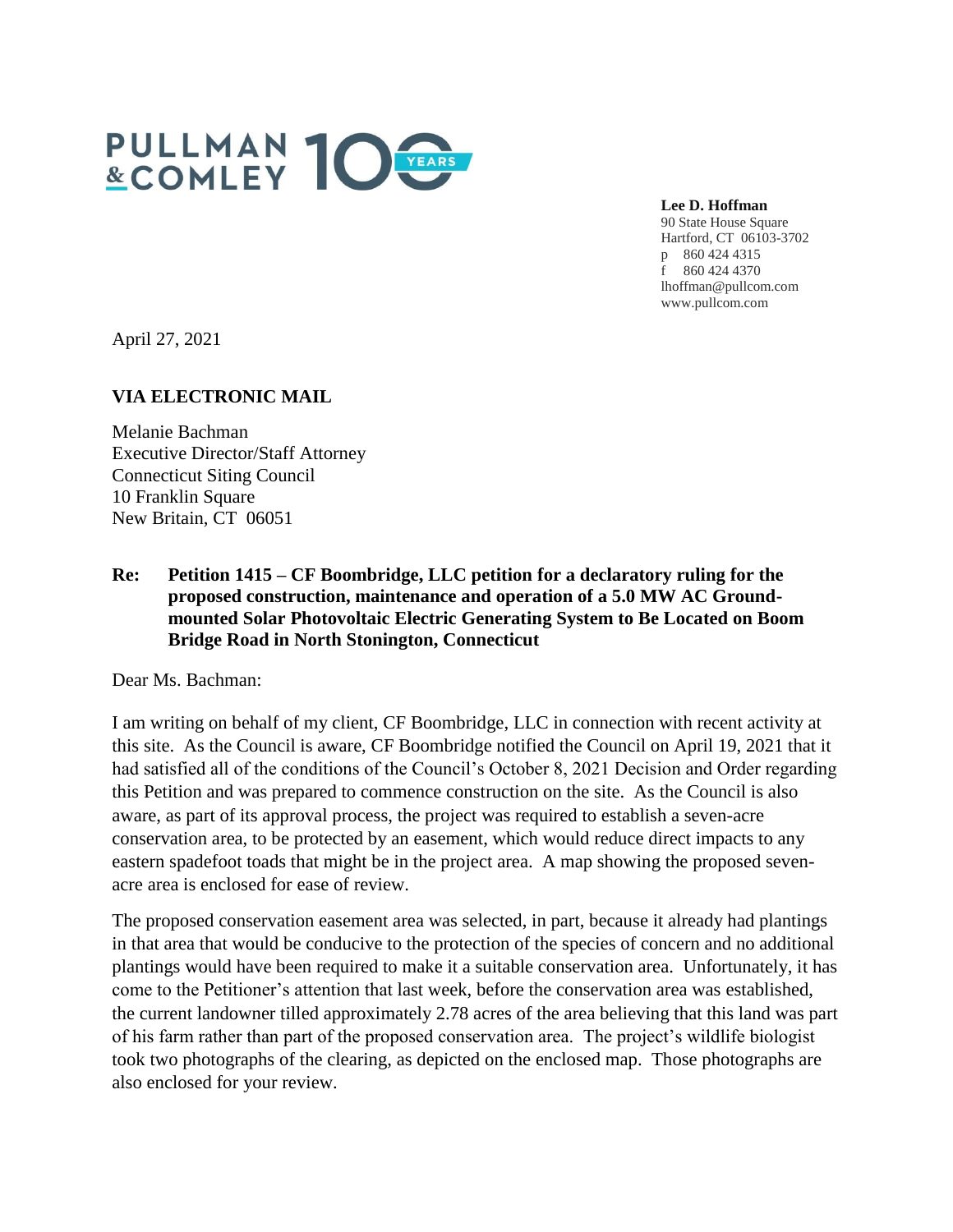PULLMAN & COMLEY 100 YEARS

**Lee D. Hoffman**
90 State House Square
Hartford, CT 06103-3702
p 860 424 4315
f 860 424 4370
lhoffman@pullcom.com
www.pullcom.com

April 27, 2021

**VIA ELECTRONIC MAIL**

Melanie Bachman
Executive Director/Staff Attorney
Connecticut Siting Council
10 Franklin Square
New Britain, CT 06051

**Re: Petition 1415 – CF Boombridge, LLC petition for a declaratory ruling for the proposed construction, maintenance and operation of a 5.0 MW AC Ground-mounted Solar Photovoltaic Electric Generating System to Be Located on Boom Bridge Road in North Stonington, Connecticut**

Dear Ms. Bachman:

I am writing on behalf of my client, CF Boombridge, LLC in connection with recent activity at this site. As the Council is aware, CF Boombridge notified the Council on April 19, 2021 that it had satisfied all of the conditions of the Council's October 8, 2021 Decision and Order regarding this Petition and was prepared to commence construction on the site. As the Council is also aware, as part of its approval process, the project was required to establish a seven-acre conservation area, to be protected by an easement, which would reduce direct impacts to any eastern spadefoot toads that might be in the project area. A map showing the proposed seven-acre area is enclosed for ease of review.

The proposed conservation easement area was selected, in part, because it already had plantings in that area that would be conducive to the protection of the species of concern and no additional plantings would have been required to make it a suitable conservation area. Unfortunately, it has come to the Petitioner's attention that last week, before the conservation area was established, the current landowner tilled approximately 2.78 acres of the area believing that this land was part of his farm rather than part of the proposed conservation area. The project's wildlife biologist took two photographs of the clearing, as depicted on the enclosed map. Those photographs are also enclosed for your review.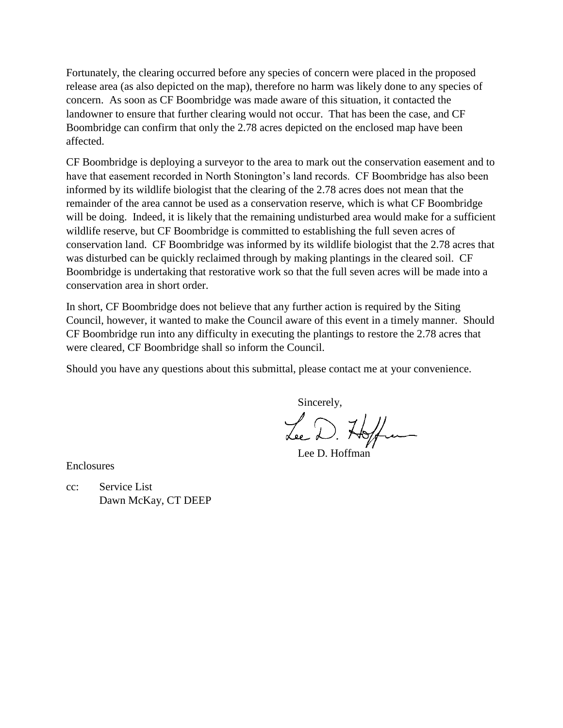Fortunately, the clearing occurred before any species of concern were placed in the proposed release area (as also depicted on the map), therefore no harm was likely done to any species of concern. As soon as CF Boombridge was made aware of this situation, it contacted the landowner to ensure that further clearing would not occur. That has been the case, and CF Boombridge can confirm that only the 2.78 acres depicted on the enclosed map have been affected.

CF Boombridge is deploying a surveyor to the area to mark out the conservation easement and to have that easement recorded in North Stonington's land records. CF Boombridge has also been informed by its wildlife biologist that the clearing of the 2.78 acres does not mean that the remainder of the area cannot be used as a conservation reserve, which is what CF Boombridge will be doing. Indeed, it is likely that the remaining undisturbed area would make for a sufficient wildlife reserve, but CF Boombridge is committed to establishing the full seven acres of conservation land. CF Boombridge was informed by its wildlife biologist that the 2.78 acres that was disturbed can be quickly reclaimed through by making plantings in the cleared soil. CF Boombridge is undertaking that restorative work so that the full seven acres will be made into a conservation area in short order.

In short, CF Boombridge does not believe that any further action is required by the Siting Council, however, it wanted to make the Council aware of this event in a timely manner. Should CF Boombridge run into any difficulty in executing the plantings to restore the 2.78 acres that were cleared, CF Boombridge shall so inform the Council.

Should you have any questions about this submittal, please contact me at your convenience.

Sincerely,

Lee D. Hoffman

Enclosures

cc: Service List
Dawn McKay, CT DEEP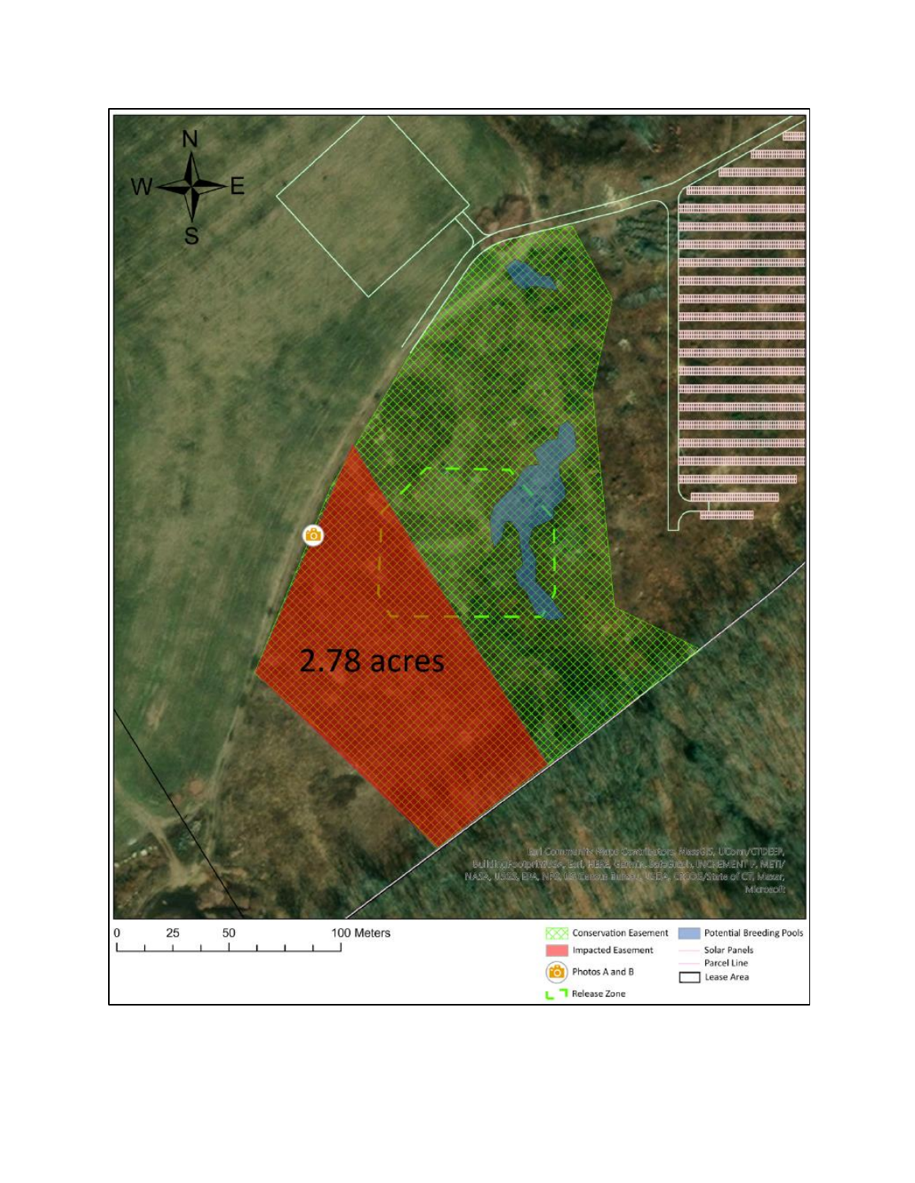N
W E
S

2.78 acres

Esri Community Maps Contributors, MassGIS, UConn/CTDEEP, BuildingFootprintUSA, Esri, HERE, Garmin, SafeGraph, INCREMENT P, METI/NASA, USGS, EPA, NPS, US Census Bureau, USDA, CTDOT/State of CT, Maxar, Microsoft

0 25 50 100 Meters

Conservation Easement
Impacted Easement
Photos A and B
Release Zone
Potential Breeding Pools
Solar Panels
Parcel Line
Lease Area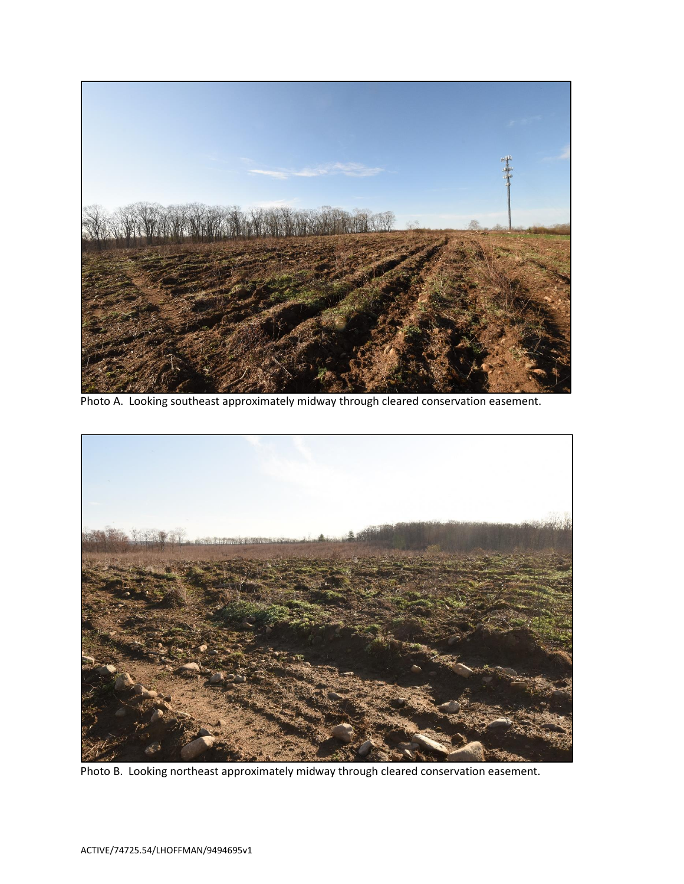Photo A. Looking southeast approximately midway through cleared conservation easement.

Photo B. Looking northeast approximately midway through cleared conservation easement.

ACTIVE/74725.54/LHOFFMAN/9494695v1